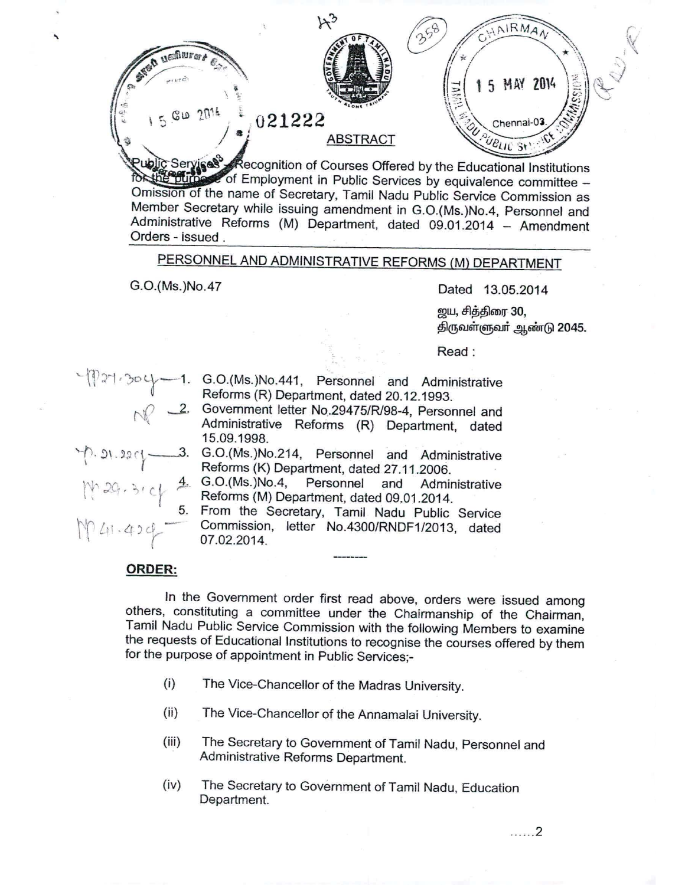021222

ABSTRACT

Public Services – Recognition of Courses Offered by the Educational Institutions for the purpose of Employment in Public Services by equivalence committee – Omission of the name of Secretary, Tamil Nadu Public Service Commission as Member Secretary while issuing amendment in G.O.(Ms.)No.4, Personnel and Administrative Reforms (M) Department, dated 09.01.2014 – Amendment Orders - issued .

PERSONNEL AND ADMINISTRATIVE REFORMS (M) DEPARTMENT

G.O.(Ms.)No.47 Dated 13.05.2014

ஜய, சித்திரை 30,
திருவள்ளுவர் ஆண்டு 2045.

Read :

1. G.O.(Ms.)No.441, Personnel and Administrative Reforms (R) Department, dated 20.12.1993.
2. Government letter No.29475/R/98-4, Personnel and Administrative Reforms (R) Department, dated 15.09.1998.
3. G.O.(Ms.)No.214, Personnel and Administrative Reforms (K) Department, dated 27.11.2006.
4. G.O.(Ms.)No.4, Personnel and Administrative Reforms (M) Department, dated 09.01.2014.
5. From the Secretary, Tamil Nadu Public Service Commission, letter No.4300/RNDF1/2013, dated 07.02.2014.

--------

**ORDER:**

In the Government order first read above, orders were issued among others, constituting a committee under the Chairmanship of the Chairman, Tamil Nadu Public Service Commission with the following Members to examine the requests of Educational Institutions to recognise the courses offered by them for the purpose of appointment in Public Services;-

(i) The Vice-Chancellor of the Madras University.

(ii) The Vice-Chancellor of the Annamalai University.

(iii) The Secretary to Government of Tamil Nadu, Personnel and Administrative Reforms Department.

(iv) The Secretary to Government of Tamil Nadu, Education Department.

......2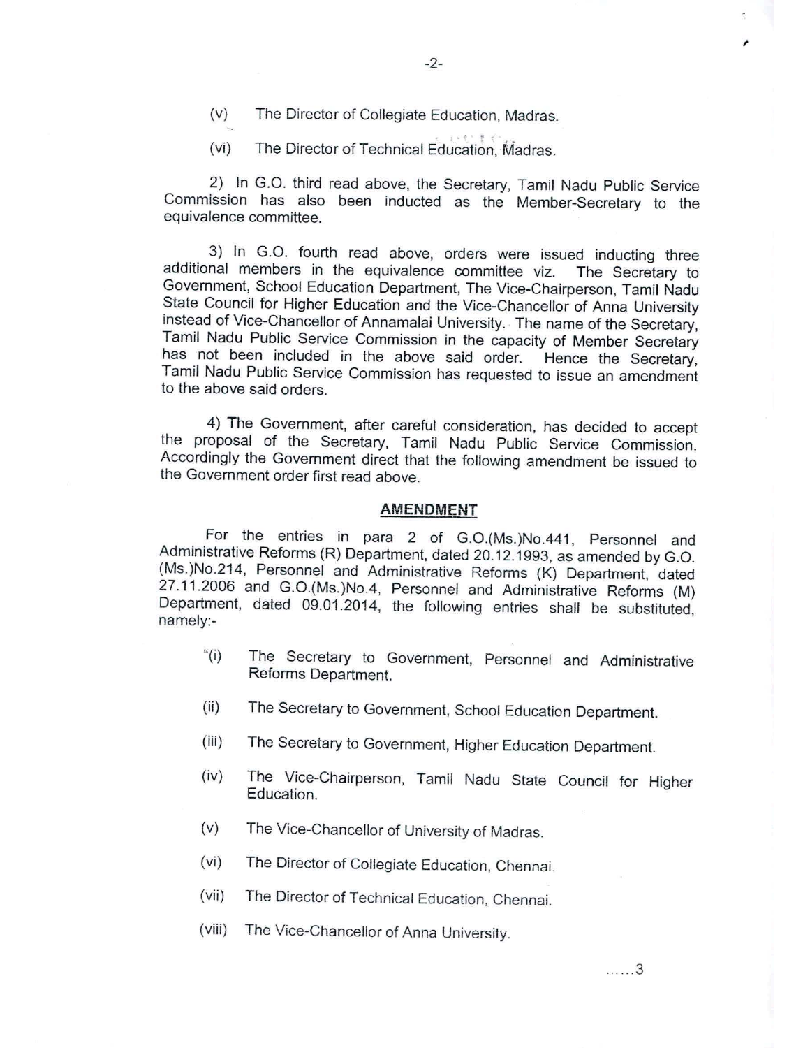(v) The Director of Collegiate Education, Madras.

(vi) The Director of Technical Education, Madras.

2) In G.O. third read above, the Secretary, Tamil Nadu Public Service Commission has also been inducted as the Member-Secretary to the equivalence committee.

3) In G.O. fourth read above, orders were issued inducting three additional members in the equivalence committee viz. The Secretary to Government, School Education Department, The Vice-Chairperson, Tamil Nadu State Council for Higher Education and the Vice-Chancellor of Anna University instead of Vice-Chancellor of Annamalai University. The name of the Secretary, Tamil Nadu Public Service Commission in the capacity of Member Secretary has not been included in the above said order. Hence the Secretary, Tamil Nadu Public Service Commission has requested to issue an amendment to the above said orders.

4) The Government, after careful consideration, has decided to accept the proposal of the Secretary, Tamil Nadu Public Service Commission. Accordingly the Government direct that the following amendment be issued to the Government order first read above.

## AMENDMENT

For the entries in para 2 of G.O.(Ms.)No.441, Personnel and Administrative Reforms (R) Department, dated 20.12.1993, as amended by G.O.(Ms.)No.214, Personnel and Administrative Reforms (K) Department, dated 27.11.2006 and G.O.(Ms.)No.4, Personnel and Administrative Reforms (M) Department, dated 09.01.2014, the following entries shall be substituted, namely:-

"(i) The Secretary to Government, Personnel and Administrative Reforms Department.

(ii) The Secretary to Government, School Education Department.

(iii) The Secretary to Government, Higher Education Department.

(iv) The Vice-Chairperson, Tamil Nadu State Council for Higher Education.

(v) The Vice-Chancellor of University of Madras.

(vi) The Director of Collegiate Education, Chennai.

(vii) The Director of Technical Education, Chennai.

(viii) The Vice-Chancellor of Anna University.

......3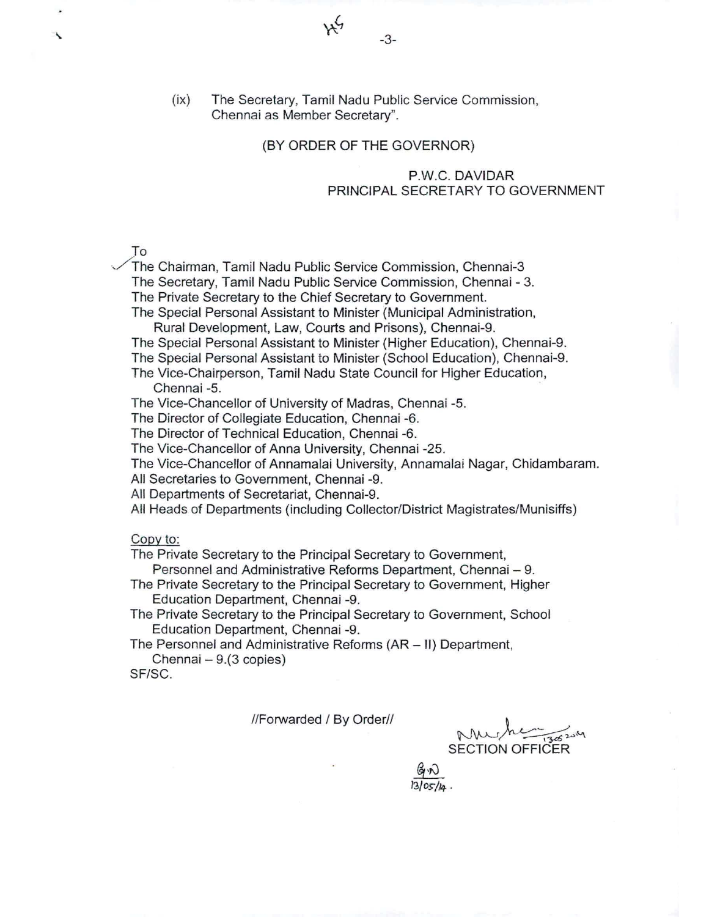(ix) The Secretary, Tamil Nadu Public Service Commission, Chennai as Member Secretary".

(BY ORDER OF THE GOVERNOR)

P.W.C. DAVIDAR
PRINCIPAL SECRETARY TO GOVERNMENT

To
The Chairman, Tamil Nadu Public Service Commission, Chennai-3
The Secretary, Tamil Nadu Public Service Commission, Chennai - 3.
The Private Secretary to the Chief Secretary to Government.
The Special Personal Assistant to Minister (Municipal Administration, Rural Development, Law, Courts and Prisons), Chennai-9.
The Special Personal Assistant to Minister (Higher Education), Chennai-9.
The Special Personal Assistant to Minister (School Education), Chennai-9.
The Vice-Chairperson, Tamil Nadu State Council for Higher Education, Chennai -5.
The Vice-Chancellor of University of Madras, Chennai -5.
The Director of Collegiate Education, Chennai -6.
The Director of Technical Education, Chennai -6.
The Vice-Chancellor of Anna University, Chennai -25.
The Vice-Chancellor of Annamalai University, Annamalai Nagar, Chidambaram.
All Secretaries to Government, Chennai -9.
All Departments of Secretariat, Chennai-9.
All Heads of Departments (including Collector/District Magistrates/Munisiffs)

Copy to:
The Private Secretary to the Principal Secretary to Government, Personnel and Administrative Reforms Department, Chennai – 9.
The Private Secretary to the Principal Secretary to Government, Higher Education Department, Chennai -9.
The Private Secretary to the Principal Secretary to Government, School Education Department, Chennai -9.
The Personnel and Administrative Reforms (AR – II) Department, Chennai – 9.(3 copies)
SF/SC.

//Forwarded / By Order//

SECTION OFFICER

13/05/14.